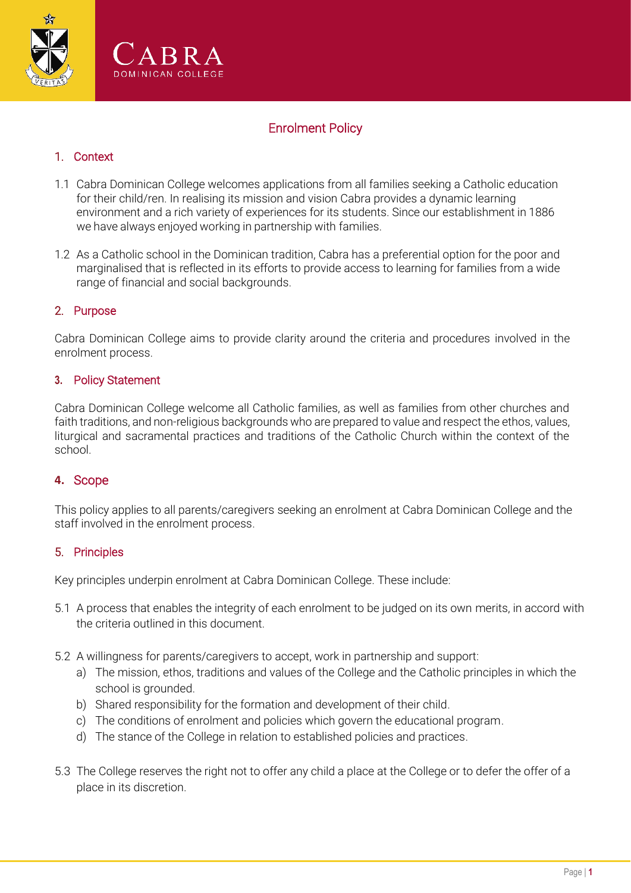# Enrolment Policy

## 1. Context

1.1 Cabra Dominican College welcomes applications from all families seeking a Catholic education for their child/ren. In realising its mission and vision Cabra provides a dynamic learning environment and a rich variety of experiences for its students. Since our establishment in 1886 we have always enjoyed working in partnership with families.

1.2 As a Catholic school in the Dominican tradition, Cabra has a preferential option for the poor and marginalised that is reflected in its efforts to provide access to learning for families from a wide range of financial and social backgrounds.

## 2. Purpose

Cabra Dominican College aims to provide clarity around the criteria and procedures involved in the enrolment process.

## 3. Policy Statement

Cabra Dominican College welcome all Catholic families, as well as families from other churches and faith traditions, and non-religious backgrounds who are prepared to value and respect the ethos, values, liturgical and sacramental practices and traditions of the Catholic Church within the context of the school.

## 4. Scope

This policy applies to all parents/caregivers seeking an enrolment at Cabra Dominican College and the staff involved in the enrolment process.

## 5. Principles

Key principles underpin enrolment at Cabra Dominican College. These include:

5.1 A process that enables the integrity of each enrolment to be judged on its own merits, in accord with the criteria outlined in this document.

5.2 A willingness for parents/caregivers to accept, work in partnership and support:

a) The mission, ethos, traditions and values of the College and the Catholic principles in which the school is grounded.
b) Shared responsibility for the formation and development of their child.
c) The conditions of enrolment and policies which govern the educational program.
d) The stance of the College in relation to established policies and practices.

5.3 The College reserves the right not to offer any child a place at the College or to defer the offer of a place in its discretion.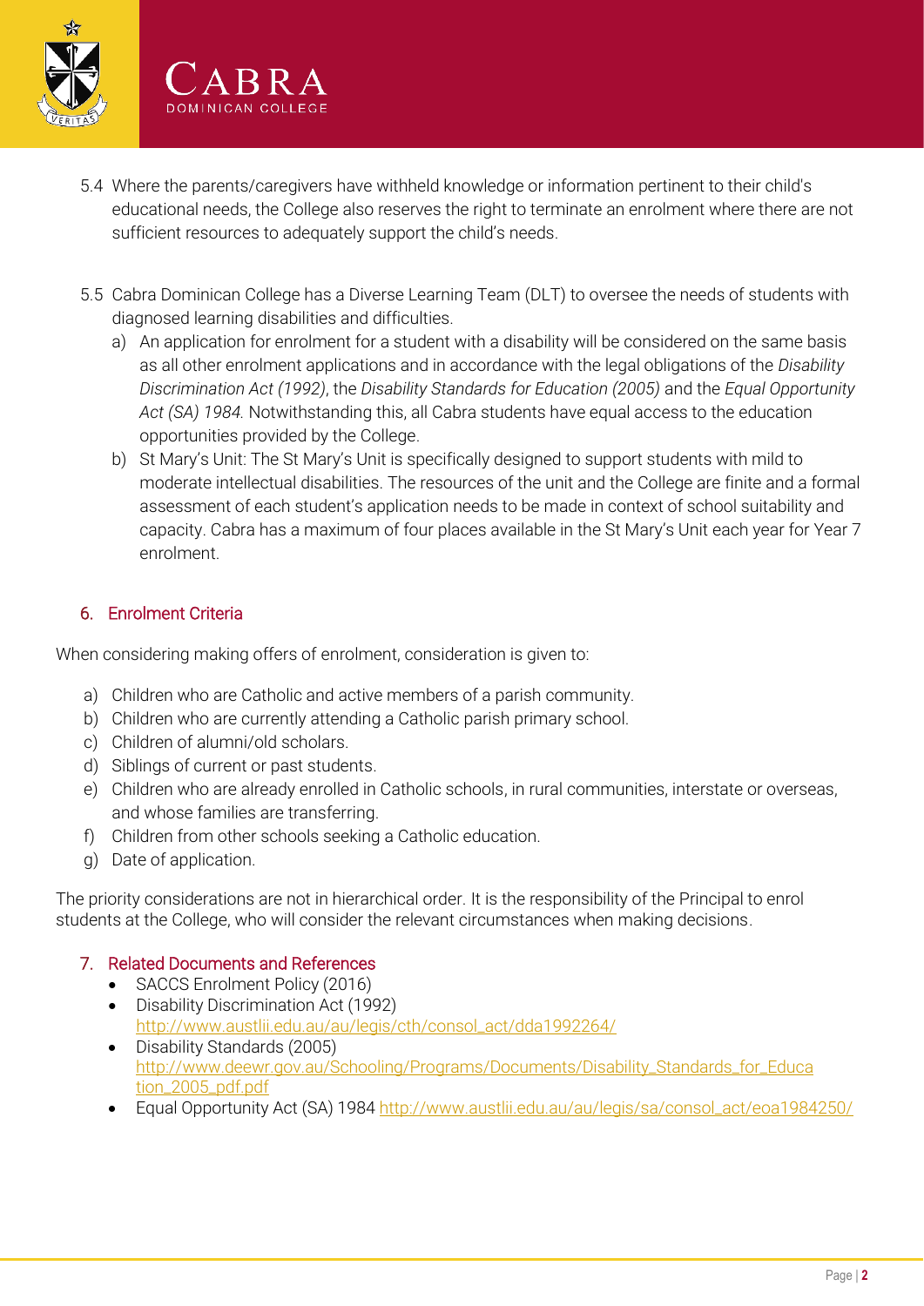5.4 Where the parents/caregivers have withheld knowledge or information pertinent to their child's educational needs, the College also reserves the right to terminate an enrolment where there are not sufficient resources to adequately support the child's needs.

5.5 Cabra Dominican College has a Diverse Learning Team (DLT) to oversee the needs of students with diagnosed learning disabilities and difficulties.

a) An application for enrolment for a student with a disability will be considered on the same basis as all other enrolment applications and in accordance with the legal obligations of the *Disability Discrimination Act (1992)*, the *Disability Standards for Education (2005)* and the *Equal Opportunity Act (SA) 1984.* Notwithstanding this, all Cabra students have equal access to the education opportunities provided by the College.

b) St Mary's Unit: The St Mary's Unit is specifically designed to support students with mild to moderate intellectual disabilities. The resources of the unit and the College are finite and a formal assessment of each student's application needs to be made in context of school suitability and capacity. Cabra has a maximum of four places available in the St Mary's Unit each year for Year 7 enrolment.

## 6. Enrolment Criteria

When considering making offers of enrolment, consideration is given to:

a) Children who are Catholic and active members of a parish community.
b) Children who are currently attending a Catholic parish primary school.
c) Children of alumni/old scholars.
d) Siblings of current or past students.
e) Children who are already enrolled in Catholic schools, in rural communities, interstate or overseas, and whose families are transferring.
f) Children from other schools seeking a Catholic education.
g) Date of application.

The priority considerations are not in hierarchical order. It is the responsibility of the Principal to enrol students at the College, who will consider the relevant circumstances when making decisions.

## 7. Related Documents and References

- SACCS Enrolment Policy (2016)
- Disability Discrimination Act (1992) http://www.austlii.edu.au/au/legis/cth/consol_act/dda1992264/
- Disability Standards (2005) http://www.deewr.gov.au/Schooling/Programs/Documents/Disability_Standards_for_Education_2005_pdf.pdf
- Equal Opportunity Act (SA) 1984 http://www.austlii.edu.au/au/legis/sa/consol_act/eoa1984250/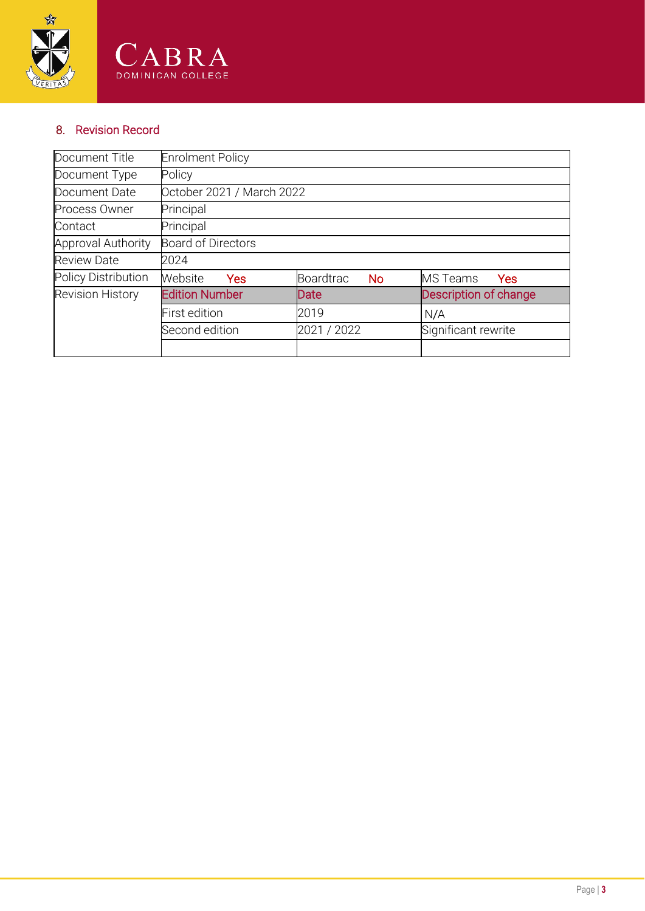## 8. Revision Record

| | | | |
|---|---|---|---|
| Document Title | Enrolment Policy | | |
| Document Type | Policy | | |
| Document Date | October 2021 / March 2022 | | |
| Process Owner | Principal | | |
| Contact | Principal | | |
| Approval Authority | Board of Directors | | |
| Review Date | 2024 | | |
| Policy Distribution | Website Yes | Boardtrac No | MS Teams Yes |
| Revision History | Edition Number | Date | Description of change |
| | First edition | 2019 | N/A |
| | Second edition | 2021 / 2022 | Significant rewrite |
| | | | |